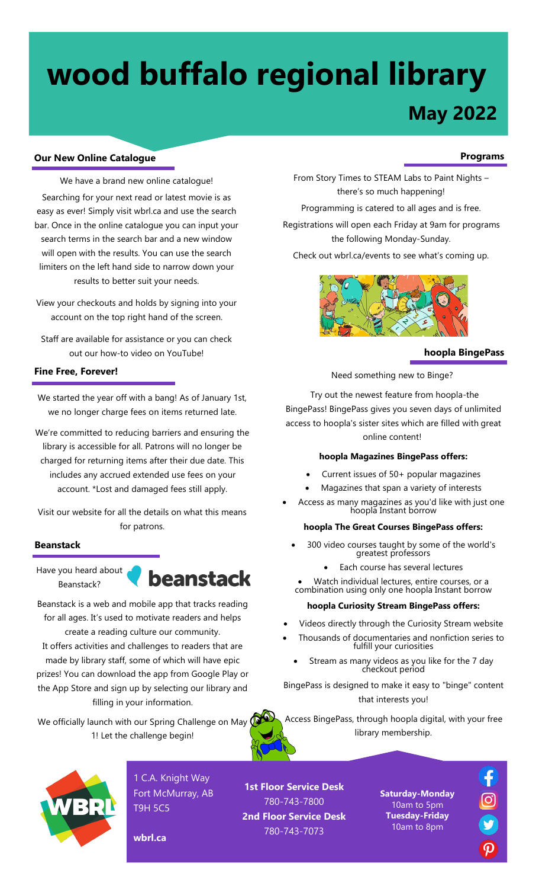# wood buffalo regional library

## May 2022

### Our New Online Catalogue

We have a brand new online catalogue!

Searching for your next read or latest movie is as easy as ever! Simply visit wbrl.ca and use the search bar. Once in the online catalogue you can input your search terms in the search bar and a new window will open with the results. You can use the search limiters on the left hand side to narrow down your results to better suit your needs.

View your checkouts and holds by signing into your account on the top right hand of the screen.

Staff are available for assistance or you can check out our how-to video on YouTube!

### Fine Free, Forever!

We started the year off with a bang! As of January 1st, we no longer charge fees on items returned late.

We're committed to reducing barriers and ensuring the library is accessible for all. Patrons will no longer be charged for returning items after their due date. This includes any accrued extended use fees on your account. *Lost and damaged fees still apply.

Visit our website for all the details on what this means for patrons.

### Beanstack

Have you heard about Beanstack?

beanstack

Beanstack is a web and mobile app that tracks reading for all ages. It's used to motivate readers and helps create a reading culture our community. It offers activities and challenges to readers that are made by library staff, some of which will have epic prizes! You can download the app from Google Play or the App Store and sign up by selecting our library and filling in your information.

We officially launch with our Spring Challenge on May 1! Let the challenge begin!

### Programs

From Story Times to STEAM Labs to Paint Nights – there's so much happening!

Programming is catered to all ages and is free.

Registrations will open each Friday at 9am for programs the following Monday-Sunday.

Check out wbrl.ca/events to see what's coming up.

### hoopla BingePass

Need something new to Binge?

Try out the newest feature from hoopla-the BingePass! BingePass gives you seven days of unlimited access to hoopla's sister sites which are filled with great online content!

**hoopla Magazines BingePass offers:**

- Current issues of 50+ popular magazines
- Magazines that span a variety of interests
- Access as many magazines as you'd like with just one hoopla Instant borrow

**hoopla The Great Courses BingePass offers:**

- 300 video courses taught by some of the world's greatest professors
- Each course has several lectures
- Watch individual lectures, entire courses, or a combination using only one hoopla Instant borrow

**hoopla Curiosity Stream BingePass offers:**

- Videos directly through the Curiosity Stream website
- Thousands of documentaries and nonfiction series to fulfill your curiosities
- Stream as many videos as you like for the 7 day checkout period

BingePass is designed to make it easy to "binge" content that interests you!

Access BingePass, through hoopla digital, with your free library membership.

---

WBRL

1 C.A. Knight Way
Fort McMurray, AB
T9H 5C5

**wbrl.ca**

**1st Floor Service Desk**
780-743-7800
**2nd Floor Service Desk**
780-743-7073

**Saturday-Monday**
10am to 5pm
**Tuesday-Friday**
10am to 8pm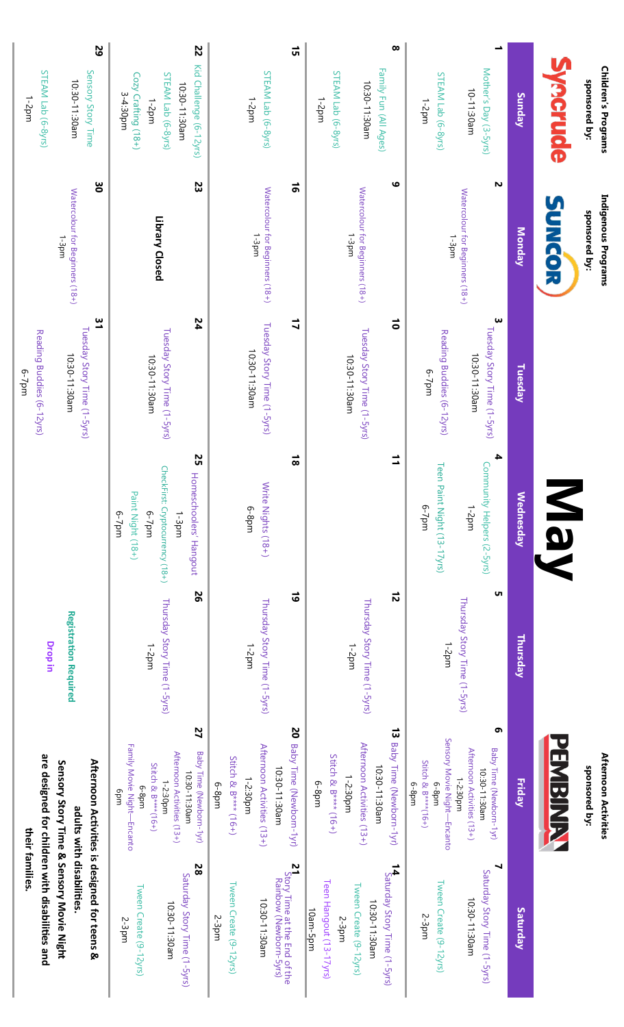# May

Children's Programs sponsored by: Syncrude

Indigenous Programs sponsored by: SUNCOR

Afternoon Activities sponsored by: PEMBINA

| Sunday | Monday | Tuesday | Wednesday | Thursday | Friday | Saturday |
|---|---|---|---|---|---|---|
| **1** Mother's Day (3-5yrs) 10-11:30am<br>STEAM Lab (6-8yrs) 1-2pm | **2** Watercolour for Beginners (18+) 1-3pm | **3** Tuesday Story Time (1-5yrs) 10:30-11:30am<br>Reading Buddies (6-12yrs) 6-7pm | **4** Community Helpers (2-5yrs) 1-2pm | **5** Thursday Story Time (1-5yrs) 1-2pm | **6** Baby Time (Newborn-1yr) 10:30-11:30am<br>Afternoon Activities (13+) 1-2:30pm<br>Sensory Movie Night—Encanto 6-8pm<br>Stitch & B****(16+) 6-8pm | **7** Saturday Story Time (1-5yrs) 10:30-11:30am<br>Tween Create (9-12yrs) 2-3pm |
| **8** Family Fun (All Ages) 10:30-11:30am<br>STEAM Lab (6-8yrs) 1-2pm | **9** Watercolour for Beginners (18+) 1-3pm | **10** Tuesday Story Time (1-5yrs) 10:30-11:30am | **11** Teen Paint Night (13-17yrs) 6-7pm | **12** Thursday Story Time (1-5yrs) 1-2pm | **13** Baby Time (Newborn-1yr) 10:30-11:30am<br>Afternoon Activities (13+) 1-2:30pm<br>Stitch & B**** (16+) 6-8pm | **14** Saturday Story Time (1-5yrs) 10:30-11:30am<br>Tween Create (9-12yrs) 2-3pm<br>Teen Hangout (13-17yrs) 10am-5pm |
| **15** STEAM Lab (6-8yrs) 1-2pm | **16** Watercolour for Beginners (18+) 1-3pm | **17** Tuesday Story Time (1-5yrs) 10:30-11:30am | **18** Write Nights (18+) 6-8pm | **19** Thursday Story Time (1-5yrs) 1-2pm | **20** Baby Time (Newborn-1yr) 10:30-11:30am<br>Afternoon Activities (13+) 1-2:30pm<br>Stitch & B**** (16+) 6-8pm | **21** Story Time at the End of the Rainbow (Newborn-5yrs) 10:30-11:30am<br>Tween Create (9-12yrs) 2-3pm |
| **22** Kid Challenge (6-12yrs) 10:30-11:30am<br>STEAM Lab (6-8yrs) 1-2pm<br>Cozy Crafting (18+) 3-4:30pm | **23** **Library Closed** | **24** Tuesday Story Time (1-5yrs) 10:30-11:30am | **25** Homeschoolers' Hangout 1-3pm<br>CheckFirst: Cryptocurrency (18+) 6-7pm<br>Paint Night (18+) 6-7pm | **26** Thursday Story Time (1-5yrs) 1-2pm | **27** Baby Time (Newborn-1yr) 10:30-11:30am<br>Afternoon Activities (13+) 1-2:30pm<br>Stitch & B**** (16+) 6-8pm<br>Family Movie Night—Encanto 6pm | **28** Saturday Story Time (1-5yrs) 10:30-11:30am<br>Tween Create (9-12yrs) 2-3pm |
| **29** Sensory Story Time 10:30-11:30am<br>STEAM Lab (6-8yrs) 1-2pm | **30** Watercolour for Beginners (18+) 1-3pm | **31** Tuesday Story Time (1-5yrs) 10:30-11:30am<br>Reading Buddies (6-12yrs) 6-7pm | | | | |

**Registration Required**

**Drop in**

**Afternoon Activities is designed for teens & adults with disabilities.**

**Sensory Story Time & Sensory Movie Night are designed for children with disabilities and their families.**